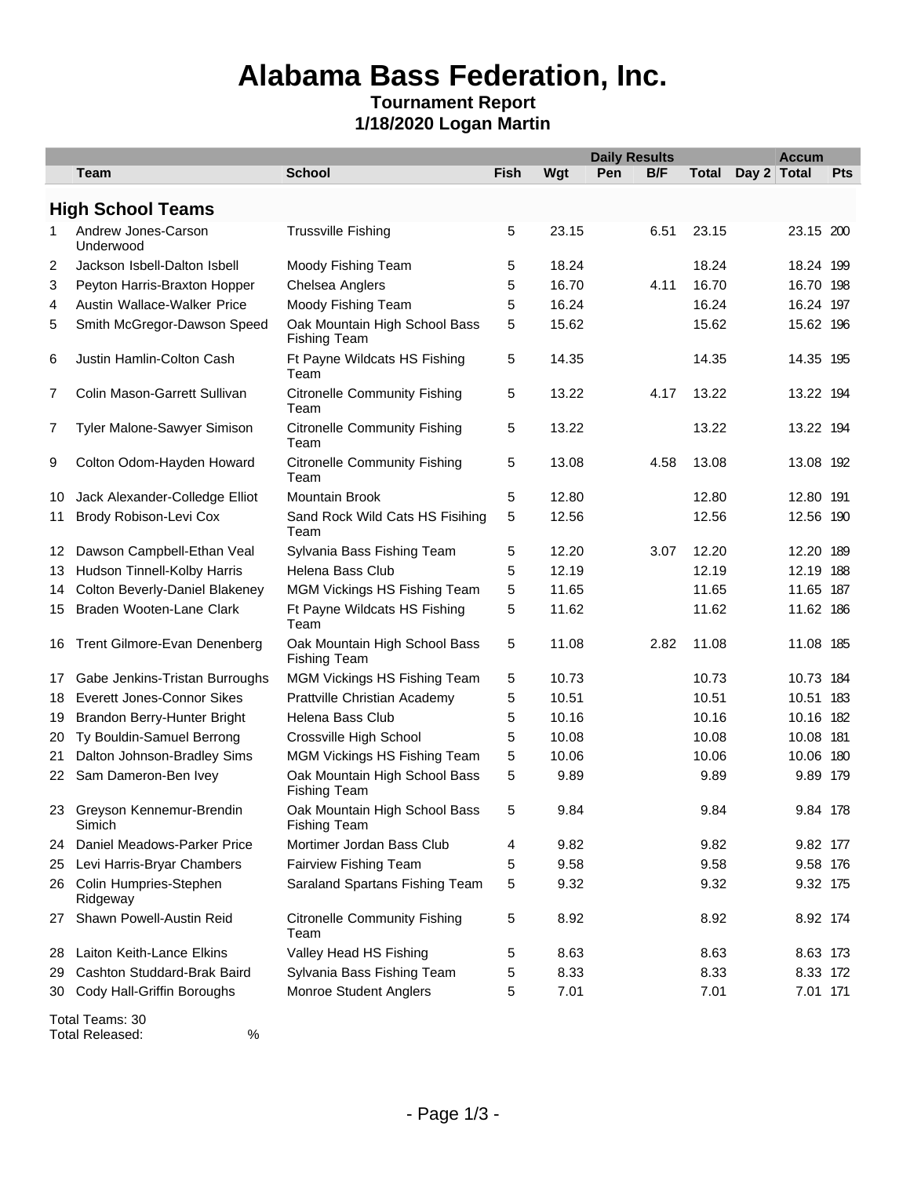# Alabama Bass Federation, Inc.

**Tournament Report**

**1/18/2020 Logan Martin**

| | | | Daily Results | | | | | | Accum | |
|---|---|---|---|---|---|---|---|---|---|---|
| | Team | School | Fish | Wgt | Pen | B/F | Total | Day 2 | Total | Pts |

## High School Teams

| | Team | School | Fish | Wgt | Pen | B/F | Total | Day 2 | Total | Pts |
|---|---|---|---|---|---|---|---|---|---|---|
| 1 | Andrew Jones-Carson Underwood | Trussville Fishing | 5 | 23.15 | | 6.51 | 23.15 | | 23.15 | 200 |
| 2 | Jackson Isbell-Dalton Isbell | Moody Fishing Team | 5 | 18.24 | | | 18.24 | | 18.24 | 199 |
| 3 | Peyton Harris-Braxton Hopper | Chelsea Anglers | 5 | 16.70 | | 4.11 | 16.70 | | 16.70 | 198 |
| 4 | Austin Wallace-Walker Price | Moody Fishing Team | 5 | 16.24 | | | 16.24 | | 16.24 | 197 |
| 5 | Smith McGregor-Dawson Speed | Oak Mountain High School Bass Fishing Team | 5 | 15.62 | | | 15.62 | | 15.62 | 196 |
| 6 | Justin Hamlin-Colton Cash | Ft Payne Wildcats HS Fishing Team | 5 | 14.35 | | | 14.35 | | 14.35 | 195 |
| 7 | Colin Mason-Garrett Sullivan | Citronelle Community Fishing Team | 5 | 13.22 | | 4.17 | 13.22 | | 13.22 | 194 |
| 7 | Tyler Malone-Sawyer Simison | Citronelle Community Fishing Team | 5 | 13.22 | | | 13.22 | | 13.22 | 194 |
| 9 | Colton Odom-Hayden Howard | Citronelle Community Fishing Team | 5 | 13.08 | | 4.58 | 13.08 | | 13.08 | 192 |
| 10 | Jack Alexander-Colledge Elliot | Mountain Brook | 5 | 12.80 | | | 12.80 | | 12.80 | 191 |
| 11 | Brody Robison-Levi Cox | Sand Rock Wild Cats HS Fisihing Team | 5 | 12.56 | | | 12.56 | | 12.56 | 190 |
| 12 | Dawson Campbell-Ethan Veal | Sylvania Bass Fishing Team | 5 | 12.20 | | 3.07 | 12.20 | | 12.20 | 189 |
| 13 | Hudson Tinnell-Kolby Harris | Helena Bass Club | 5 | 12.19 | | | 12.19 | | 12.19 | 188 |
| 14 | Colton Beverly-Daniel Blakeney | MGM Vickings HS Fishing Team | 5 | 11.65 | | | 11.65 | | 11.65 | 187 |
| 15 | Braden Wooten-Lane Clark | Ft Payne Wildcats HS Fishing Team | 5 | 11.62 | | | 11.62 | | 11.62 | 186 |
| 16 | Trent Gilmore-Evan Denenberg | Oak Mountain High School Bass Fishing Team | 5 | 11.08 | | 2.82 | 11.08 | | 11.08 | 185 |
| 17 | Gabe Jenkins-Tristan Burroughs | MGM Vickings HS Fishing Team | 5 | 10.73 | | | 10.73 | | 10.73 | 184 |
| 18 | Everett Jones-Connor Sikes | Prattville Christian Academy | 5 | 10.51 | | | 10.51 | | 10.51 | 183 |
| 19 | Brandon Berry-Hunter Bright | Helena Bass Club | 5 | 10.16 | | | 10.16 | | 10.16 | 182 |
| 20 | Ty Bouldin-Samuel Berrong | Crossville High School | 5 | 10.08 | | | 10.08 | | 10.08 | 181 |
| 21 | Dalton Johnson-Bradley Sims | MGM Vickings HS Fishing Team | 5 | 10.06 | | | 10.06 | | 10.06 | 180 |
| 22 | Sam Dameron-Ben Ivey | Oak Mountain High School Bass Fishing Team | 5 | 9.89 | | | 9.89 | | 9.89 | 179 |
| 23 | Greyson Kennemur-Brendin Simich | Oak Mountain High School Bass Fishing Team | 5 | 9.84 | | | 9.84 | | 9.84 | 178 |
| 24 | Daniel Meadows-Parker Price | Mortimer Jordan Bass Club | 4 | 9.82 | | | 9.82 | | 9.82 | 177 |
| 25 | Levi Harris-Bryar Chambers | Fairview Fishing Team | 5 | 9.58 | | | 9.58 | | 9.58 | 176 |
| 26 | Colin Humpries-Stephen Ridgeway | Saraland Spartans Fishing Team | 5 | 9.32 | | | 9.32 | | 9.32 | 175 |
| 27 | Shawn Powell-Austin Reid | Citronelle Community Fishing Team | 5 | 8.92 | | | 8.92 | | 8.92 | 174 |
| 28 | Laiton Keith-Lance Elkins | Valley Head HS Fishing | 5 | 8.63 | | | 8.63 | | 8.63 | 173 |
| 29 | Cashton Studdard-Brak Baird | Sylvania Bass Fishing Team | 5 | 8.33 | | | 8.33 | | 8.33 | 172 |
| 30 | Cody Hall-Griffin Boroughs | Monroe Student Anglers | 5 | 7.01 | | | 7.01 | | 7.01 | 171 |

Total Teams: 30

Total Released: %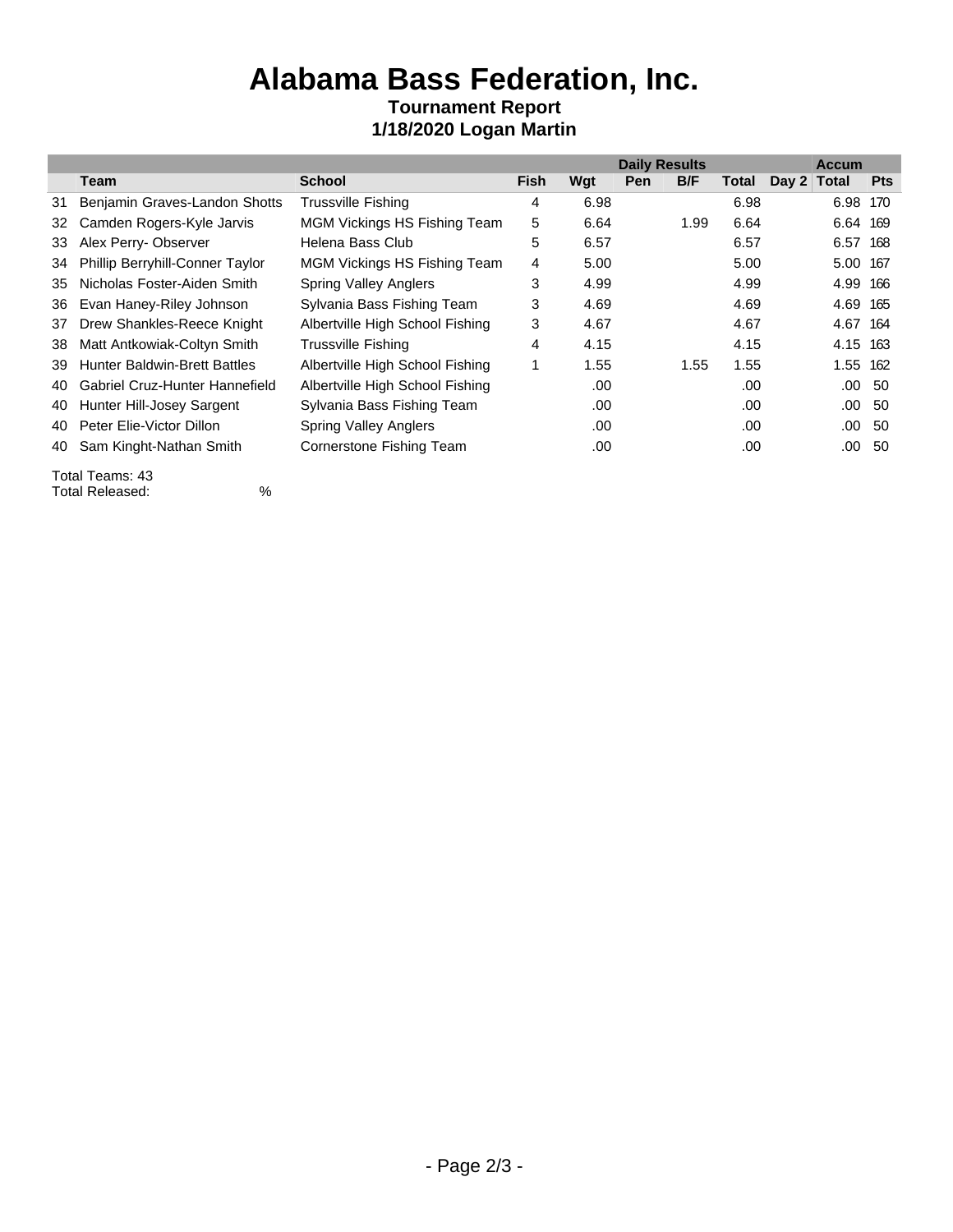# Alabama Bass Federation, Inc.

**Tournament Report**

**1/18/2020 Logan Martin**

| | | | Daily Results | | | | | | Accum | |
|---|---|---|---|---|---|---|---|---|---|---|
| | Team | School | Fish | Wgt | Pen | B/F | Total | Day 2 | Total | Pts |
| 31 | Benjamin Graves-Landon Shotts | Trussville Fishing | 4 | 6.98 | | | 6.98 | | 6.98 | 170 |
| 32 | Camden Rogers-Kyle Jarvis | MGM Vickings HS Fishing Team | 5 | 6.64 | | 1.99 | 6.64 | | 6.64 | 169 |
| 33 | Alex Perry- Observer | Helena Bass Club | 5 | 6.57 | | | 6.57 | | 6.57 | 168 |
| 34 | Phillip Berryhill-Conner Taylor | MGM Vickings HS Fishing Team | 4 | 5.00 | | | 5.00 | | 5.00 | 167 |
| 35 | Nicholas Foster-Aiden Smith | Spring Valley Anglers | 3 | 4.99 | | | 4.99 | | 4.99 | 166 |
| 36 | Evan Haney-Riley Johnson | Sylvania Bass Fishing Team | 3 | 4.69 | | | 4.69 | | 4.69 | 165 |
| 37 | Drew Shankles-Reece Knight | Albertville High School Fishing | 3 | 4.67 | | | 4.67 | | 4.67 | 164 |
| 38 | Matt Antkowiak-Coltyn Smith | Trussville Fishing | 4 | 4.15 | | | 4.15 | | 4.15 | 163 |
| 39 | Hunter Baldwin-Brett Battles | Albertville High School Fishing | 1 | 1.55 | | 1.55 | 1.55 | | 1.55 | 162 |
| 40 | Gabriel Cruz-Hunter Hannefield | Albertville High School Fishing | | .00 | | | .00 | | .00 | 50 |
| 40 | Hunter Hill-Josey Sargent | Sylvania Bass Fishing Team | | .00 | | | .00 | | .00 | 50 |
| 40 | Peter Elie-Victor Dillon | Spring Valley Anglers | | .00 | | | .00 | | .00 | 50 |
| 40 | Sam Kinght-Nathan Smith | Cornerstone Fishing Team | | .00 | | | .00 | | .00 | 50 |

Total Teams: 43

Total Released: %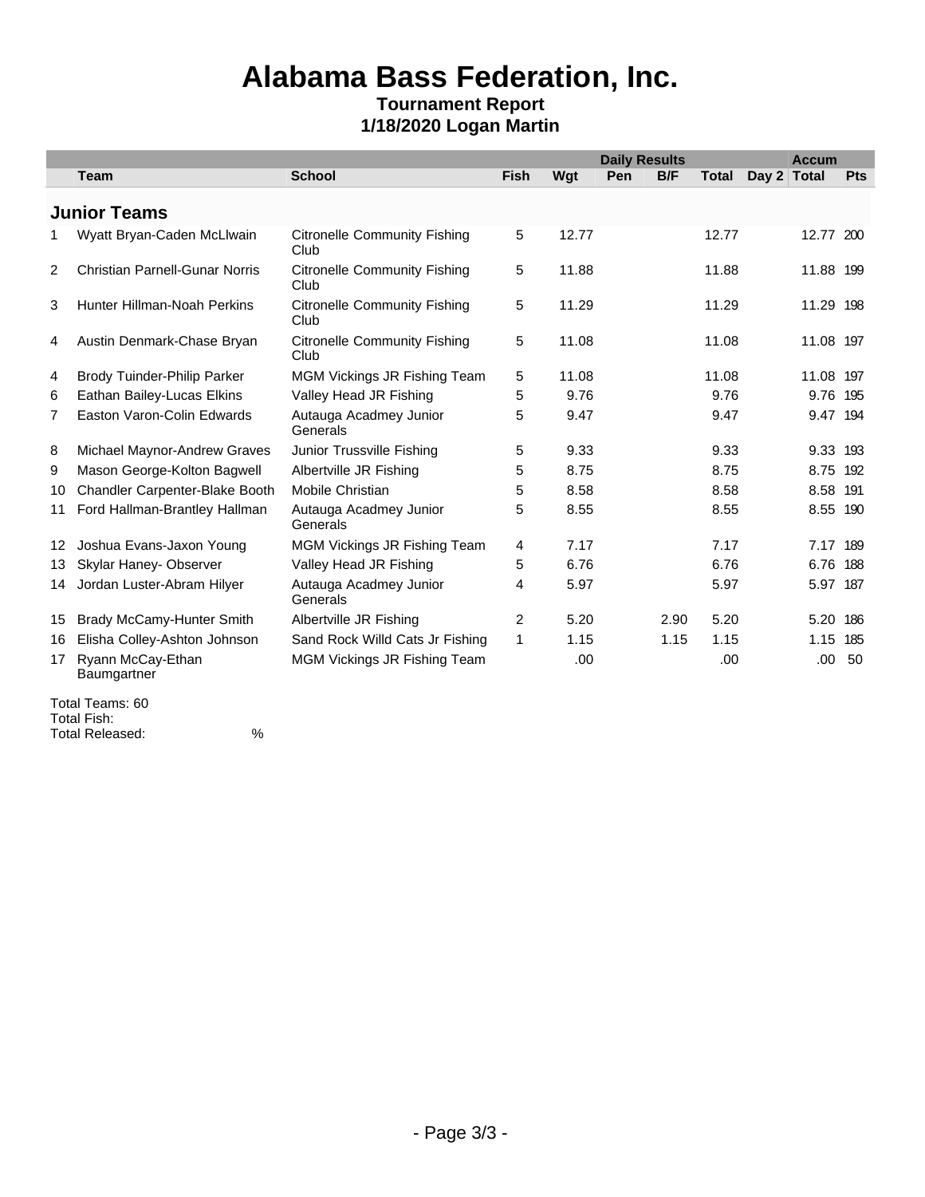# Alabama Bass Federation, Inc.

**Tournament Report**

**1/18/2020 Logan Martin**

| | | | Daily Results | | | | | | Accum | |
|---|---|---|---|---|---|---|---|---|---|---|
| | **Team** | **School** | **Fish** | **Wgt** | **Pen** | **B/F** | **Total** | **Day 2** | **Total** | **Pts** |
| | **Junior Teams** | | | | | | | | | |
| 1 | Wyatt Bryan-Caden McLlwain | Citronelle Community Fishing Club | 5 | 12.77 | | | 12.77 | | 12.77 | 200 |
| 2 | Christian Parnell-Gunar Norris | Citronelle Community Fishing Club | 5 | 11.88 | | | 11.88 | | 11.88 | 199 |
| 3 | Hunter Hillman-Noah Perkins | Citronelle Community Fishing Club | 5 | 11.29 | | | 11.29 | | 11.29 | 198 |
| 4 | Austin Denmark-Chase Bryan | Citronelle Community Fishing Club | 5 | 11.08 | | | 11.08 | | 11.08 | 197 |
| 4 | Brody Tuinder-Philip Parker | MGM Vickings JR Fishing Team | 5 | 11.08 | | | 11.08 | | 11.08 | 197 |
| 6 | Eathan Bailey-Lucas Elkins | Valley Head JR Fishing | 5 | 9.76 | | | 9.76 | | 9.76 | 195 |
| 7 | Easton Varon-Colin Edwards | Autauga Acadmey Junior Generals | 5 | 9.47 | | | 9.47 | | 9.47 | 194 |
| 8 | Michael Maynor-Andrew Graves | Junior Trussville Fishing | 5 | 9.33 | | | 9.33 | | 9.33 | 193 |
| 9 | Mason George-Kolton Bagwell | Albertville JR Fishing | 5 | 8.75 | | | 8.75 | | 8.75 | 192 |
| 10 | Chandler Carpenter-Blake Booth | Mobile Christian | 5 | 8.58 | | | 8.58 | | 8.58 | 191 |
| 11 | Ford Hallman-Brantley Hallman | Autauga Acadmey Junior Generals | 5 | 8.55 | | | 8.55 | | 8.55 | 190 |
| 12 | Joshua Evans-Jaxon Young | MGM Vickings JR Fishing Team | 4 | 7.17 | | | 7.17 | | 7.17 | 189 |
| 13 | Skylar Haney- Observer | Valley Head JR Fishing | 5 | 6.76 | | | 6.76 | | 6.76 | 188 |
| 14 | Jordan Luster-Abram Hilyer | Autauga Acadmey Junior Generals | 4 | 5.97 | | | 5.97 | | 5.97 | 187 |
| 15 | Brady McCamy-Hunter Smith | Albertville JR Fishing | 2 | 5.20 | | 2.90 | 5.20 | | 5.20 | 186 |
| 16 | Elisha Colley-Ashton Johnson | Sand Rock Willd Cats Jr Fishing | 1 | 1.15 | | 1.15 | 1.15 | | 1.15 | 185 |
| 17 | Ryann McCay-Ethan Baumgartner | MGM Vickings JR Fishing Team | | .00 | | | .00 | | .00 | 50 |

Total Teams: 60

Total Fish:

Total Released: %